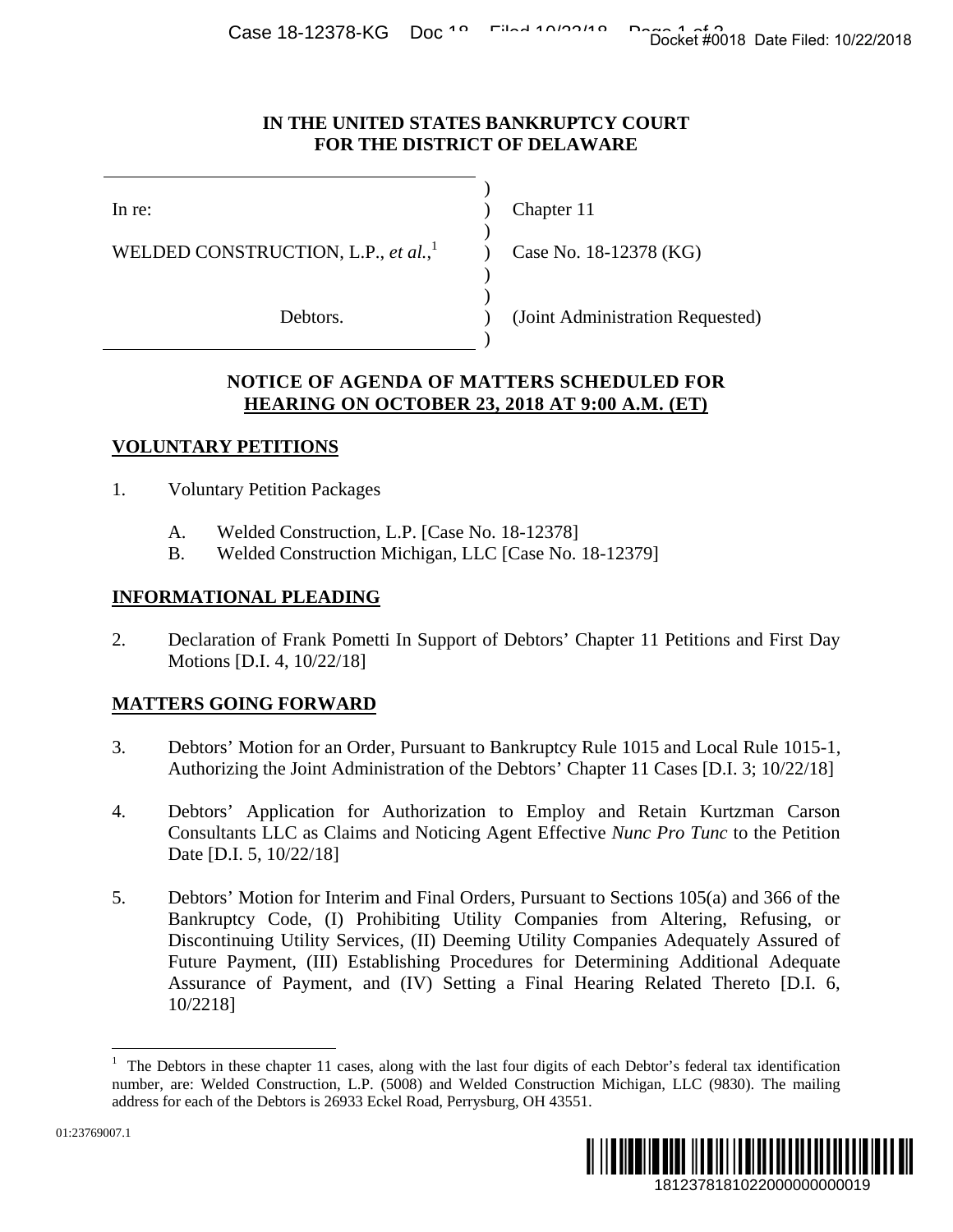# IN THE UNITED STATES BANKRUPTCY COURT FOR THE DISTRICT OF DELAWARE

| | | |
|---|---|---|
| In re: | ) | Chapter 11 |
| WELDED CONSTRUCTION, L.P., *et al.*,[1] | ) | Case No. 18-12378 (KG) |
| Debtors. | ) | (Joint Administration Requested) |

## NOTICE OF AGENDA OF MATTERS SCHEDULED FOR HEARING ON OCTOBER 23, 2018 AT 9:00 A.M. (ET)

### VOLUNTARY PETITIONS

1. Voluntary Petition Packages

   A. Welded Construction, L.P. [Case No. 18-12378]
   B. Welded Construction Michigan, LLC [Case No. 18-12379]

### INFORMATIONAL PLEADING

2. Declaration of Frank Pometti In Support of Debtors' Chapter 11 Petitions and First Day Motions [D.I. 4, 10/22/18]

### MATTERS GOING FORWARD

3. Debtors' Motion for an Order, Pursuant to Bankruptcy Rule 1015 and Local Rule 1015-1, Authorizing the Joint Administration of the Debtors' Chapter 11 Cases [D.I. 3; 10/22/18]

4. Debtors' Application for Authorization to Employ and Retain Kurtzman Carson Consultants LLC as Claims and Noticing Agent Effective *Nunc Pro Tunc* to the Petition Date [D.I. 5, 10/22/18]

5. Debtors' Motion for Interim and Final Orders, Pursuant to Sections 105(a) and 366 of the Bankruptcy Code, (I) Prohibiting Utility Companies from Altering, Refusing, or Discontinuing Utility Services, (II) Deeming Utility Companies Adequately Assured of Future Payment, (III) Establishing Procedures for Determining Additional Adequate Assurance of Payment, and (IV) Setting a Final Hearing Related Thereto [D.I. 6, 10/2218]

---

[1] The Debtors in these chapter 11 cases, along with the last four digits of each Debtor's federal tax identification number, are: Welded Construction, L.P. (5008) and Welded Construction Michigan, LLC (9830). The mailing address for each of the Debtors is 26933 Eckel Road, Perrysburg, OH 43551.

01:23769007.1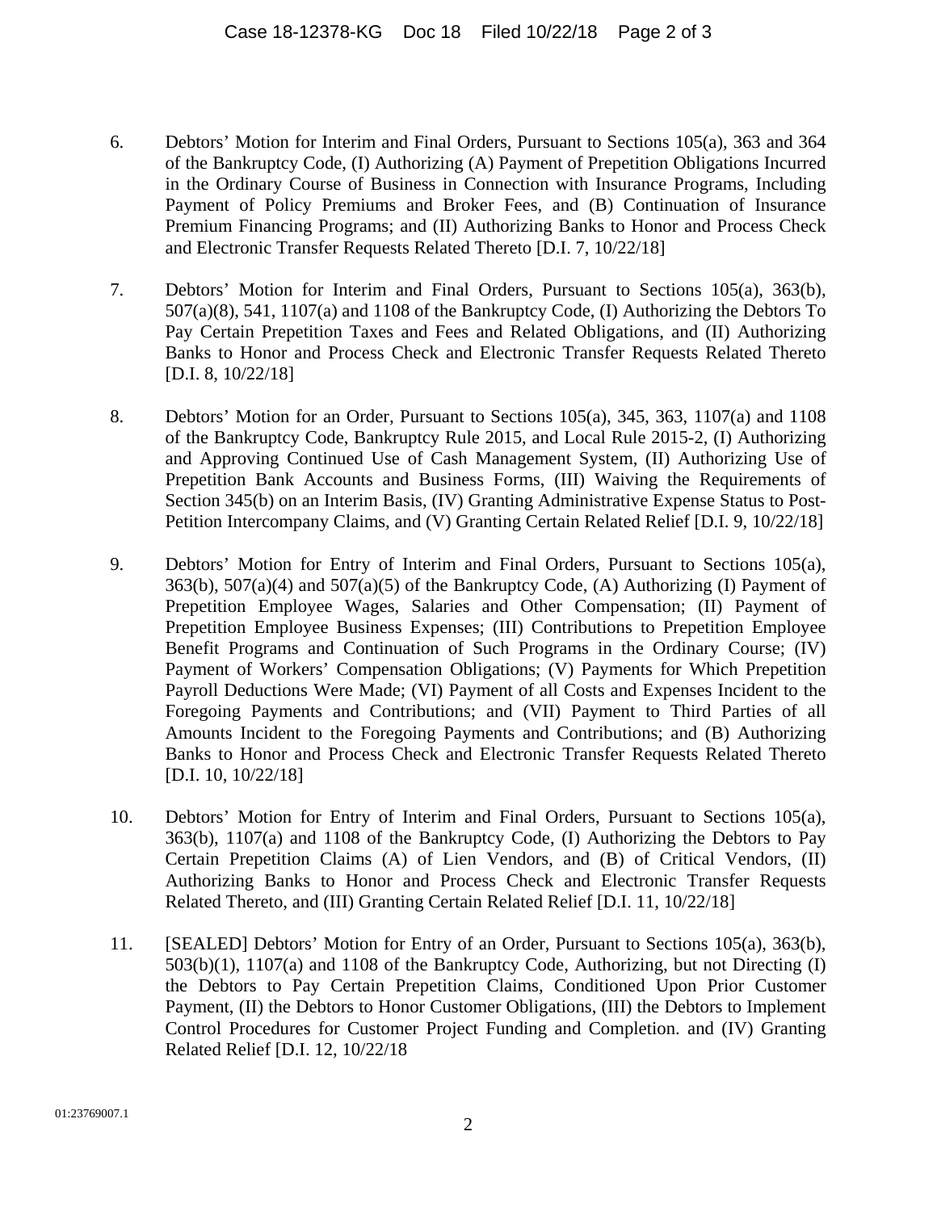6. Debtors' Motion for Interim and Final Orders, Pursuant to Sections 105(a), 363 and 364 of the Bankruptcy Code, (I) Authorizing (A) Payment of Prepetition Obligations Incurred in the Ordinary Course of Business in Connection with Insurance Programs, Including Payment of Policy Premiums and Broker Fees, and (B) Continuation of Insurance Premium Financing Programs; and (II) Authorizing Banks to Honor and Process Check and Electronic Transfer Requests Related Thereto [D.I. 7, 10/22/18]

7. Debtors' Motion for Interim and Final Orders, Pursuant to Sections 105(a), 363(b), 507(a)(8), 541, 1107(a) and 1108 of the Bankruptcy Code, (I) Authorizing the Debtors To Pay Certain Prepetition Taxes and Fees and Related Obligations, and (II) Authorizing Banks to Honor and Process Check and Electronic Transfer Requests Related Thereto [D.I. 8, 10/22/18]

8. Debtors' Motion for an Order, Pursuant to Sections 105(a), 345, 363, 1107(a) and 1108 of the Bankruptcy Code, Bankruptcy Rule 2015, and Local Rule 2015-2, (I) Authorizing and Approving Continued Use of Cash Management System, (II) Authorizing Use of Prepetition Bank Accounts and Business Forms, (III) Waiving the Requirements of Section 345(b) on an Interim Basis, (IV) Granting Administrative Expense Status to Post-Petition Intercompany Claims, and (V) Granting Certain Related Relief [D.I. 9, 10/22/18]

9. Debtors' Motion for Entry of Interim and Final Orders, Pursuant to Sections 105(a), 363(b), 507(a)(4) and 507(a)(5) of the Bankruptcy Code, (A) Authorizing (I) Payment of Prepetition Employee Wages, Salaries and Other Compensation; (II) Payment of Prepetition Employee Business Expenses; (III) Contributions to Prepetition Employee Benefit Programs and Continuation of Such Programs in the Ordinary Course; (IV) Payment of Workers' Compensation Obligations; (V) Payments for Which Prepetition Payroll Deductions Were Made; (VI) Payment of all Costs and Expenses Incident to the Foregoing Payments and Contributions; and (VII) Payment to Third Parties of all Amounts Incident to the Foregoing Payments and Contributions; and (B) Authorizing Banks to Honor and Process Check and Electronic Transfer Requests Related Thereto [D.I. 10, 10/22/18]

10. Debtors' Motion for Entry of Interim and Final Orders, Pursuant to Sections 105(a), 363(b), 1107(a) and 1108 of the Bankruptcy Code, (I) Authorizing the Debtors to Pay Certain Prepetition Claims (A) of Lien Vendors, and (B) of Critical Vendors, (II) Authorizing Banks to Honor and Process Check and Electronic Transfer Requests Related Thereto, and (III) Granting Certain Related Relief [D.I. 11, 10/22/18]

11. [SEALED] Debtors' Motion for Entry of an Order, Pursuant to Sections 105(a), 363(b), 503(b)(1), 1107(a) and 1108 of the Bankruptcy Code, Authorizing, but not Directing (I) the Debtors to Pay Certain Prepetition Claims, Conditioned Upon Prior Customer Payment, (II) the Debtors to Honor Customer Obligations, (III) the Debtors to Implement Control Procedures for Customer Project Funding and Completion. and (IV) Granting Related Relief [D.I. 12, 10/22/18

01:23769007.1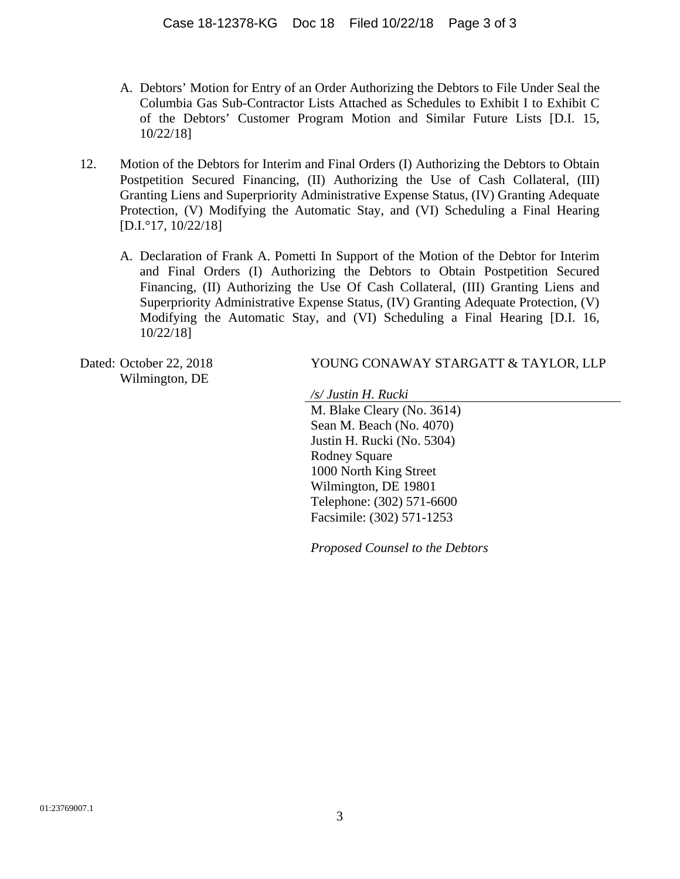A. Debtors' Motion for Entry of an Order Authorizing the Debtors to File Under Seal the Columbia Gas Sub-Contractor Lists Attached as Schedules to Exhibit I to Exhibit C of the Debtors' Customer Program Motion and Similar Future Lists [D.I. 15, 10/22/18]

12. Motion of the Debtors for Interim and Final Orders (I) Authorizing the Debtors to Obtain Postpetition Secured Financing, (II) Authorizing the Use of Cash Collateral, (III) Granting Liens and Superpriority Administrative Expense Status, (IV) Granting Adequate Protection, (V) Modifying the Automatic Stay, and (VI) Scheduling a Final Hearing [D.I.°17, 10/22/18]

    A. Declaration of Frank A. Pometti In Support of the Motion of the Debtor for Interim and Final Orders (I) Authorizing the Debtors to Obtain Postpetition Secured Financing, (II) Authorizing the Use Of Cash Collateral, (III) Granting Liens and Superpriority Administrative Expense Status, (IV) Granting Adequate Protection, (V) Modifying the Automatic Stay, and (VI) Scheduling a Final Hearing [D.I. 16, 10/22/18]

Dated: October 22, 2018
Wilmington, DE

YOUNG CONAWAY STARGATT & TAYLOR, LLP

*/s/ Justin H. Rucki*

M. Blake Cleary (No. 3614)
Sean M. Beach (No. 4070)
Justin H. Rucki (No. 5304)
Rodney Square
1000 North King Street
Wilmington, DE 19801
Telephone: (302) 571-6600
Facsimile: (302) 571-1253

*Proposed Counsel to the Debtors*

01:23769007.1